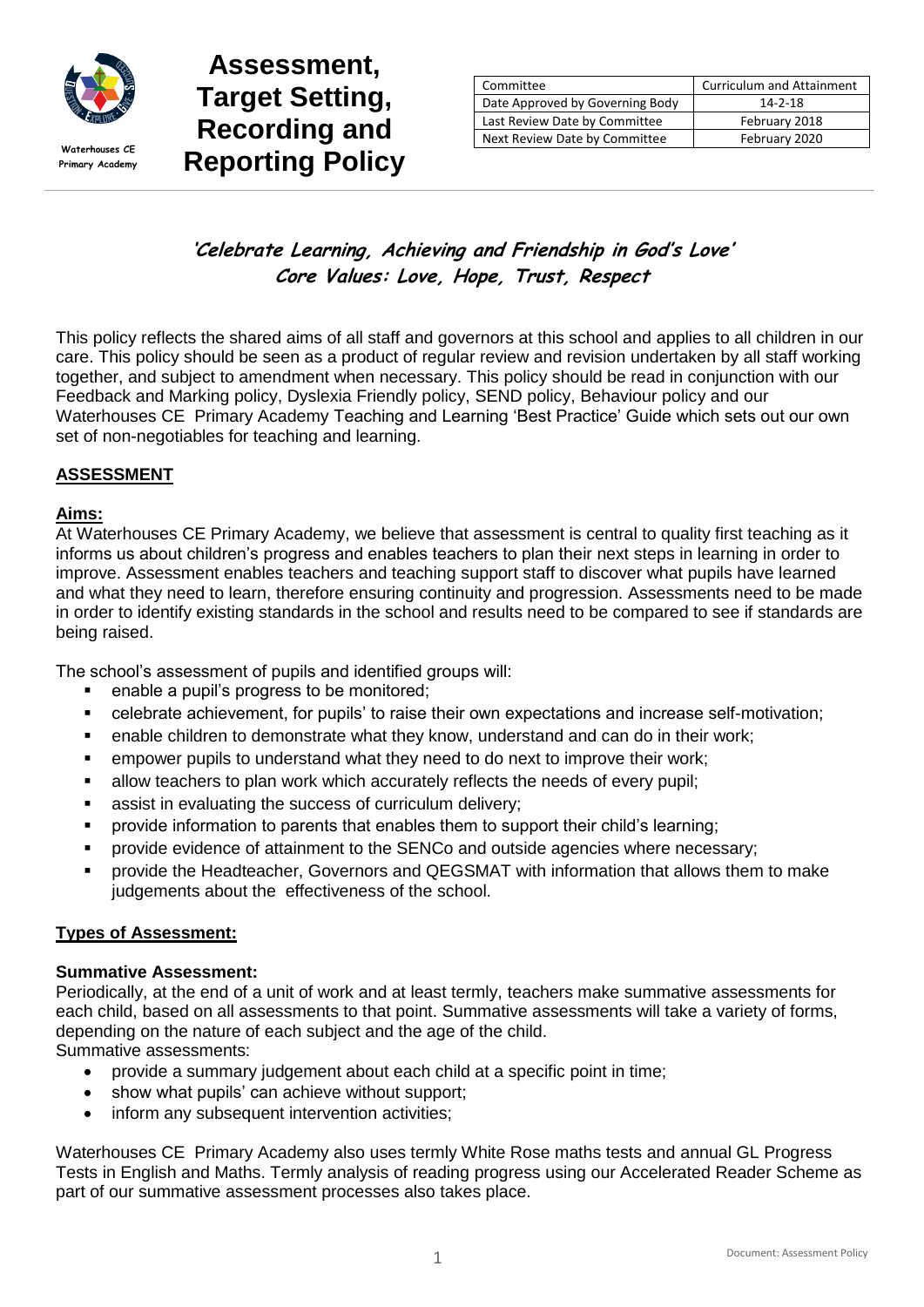Waterhouses CE Primary Academy

# Assessment, Target Setting, Recording and Reporting Policy

| Committee | Curriculum and Attainment |
| --- | --- |
| Date Approved by Governing Body | 14-2-18 |
| Last Review Date by Committee | February 2018 |
| Next Review Date by Committee | February 2020 |

***'Celebrate Learning, Achieving and Friendship in God's Love'***
***Core Values: Love, Hope, Trust, Respect***

This policy reflects the shared aims of all staff and governors at this school and applies to all children in our care. This policy should be seen as a product of regular review and revision undertaken by all staff working together, and subject to amendment when necessary. This policy should be read in conjunction with our Feedback and Marking policy, Dyslexia Friendly policy, SEND policy, Behaviour policy and our Waterhouses CE Primary Academy Teaching and Learning 'Best Practice' Guide which sets out our own set of non-negotiables for teaching and learning.

## ASSESSMENT

### Aims:

At Waterhouses CE Primary Academy, we believe that assessment is central to quality first teaching as it informs us about children's progress and enables teachers to plan their next steps in learning in order to improve. Assessment enables teachers and teaching support staff to discover what pupils have learned and what they need to learn, therefore ensuring continuity and progression. Assessments need to be made in order to identify existing standards in the school and results need to be compared to see if standards are being raised.

The school's assessment of pupils and identified groups will:

- enable a pupil's progress to be monitored;
- celebrate achievement, for pupils' to raise their own expectations and increase self-motivation;
- enable children to demonstrate what they know, understand and can do in their work;
- empower pupils to understand what they need to do next to improve their work;
- allow teachers to plan work which accurately reflects the needs of every pupil;
- assist in evaluating the success of curriculum delivery;
- provide information to parents that enables them to support their child's learning;
- provide evidence of attainment to the SENCo and outside agencies where necessary;
- provide the Headteacher, Governors and QEGSMAT with information that allows them to make judgements about the effectiveness of the school.

### Types of Assessment:

#### Summative Assessment:

Periodically, at the end of a unit of work and at least termly, teachers make summative assessments for each child, based on all assessments to that point. Summative assessments will take a variety of forms, depending on the nature of each subject and the age of the child.

Summative assessments:

- provide a summary judgement about each child at a specific point in time;
- show what pupils' can achieve without support;
- inform any subsequent intervention activities;

Waterhouses CE Primary Academy also uses termly White Rose maths tests and annual GL Progress Tests in English and Maths. Termly analysis of reading progress using our Accelerated Reader Scheme as part of our summative assessment processes also takes place.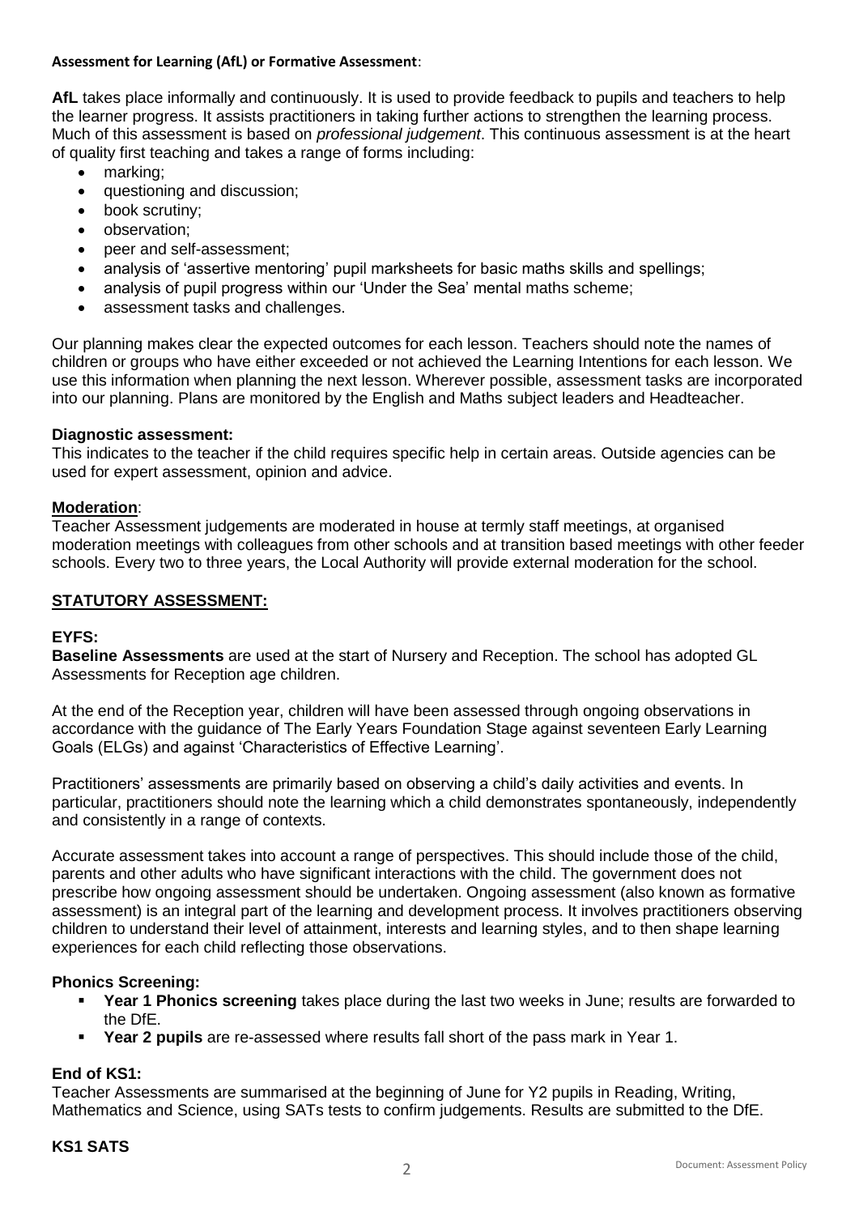**Assessment for Learning (AfL) or Formative Assessment**:

**AfL** takes place informally and continuously. It is used to provide feedback to pupils and teachers to help the learner progress. It assists practitioners in taking further actions to strengthen the learning process. Much of this assessment is based on *professional judgement*. This continuous assessment is at the heart of quality first teaching and takes a range of forms including:

- marking;
- questioning and discussion;
- book scrutiny;
- observation;
- peer and self-assessment;
- analysis of 'assertive mentoring' pupil marksheets for basic maths skills and spellings;
- analysis of pupil progress within our 'Under the Sea' mental maths scheme;
- assessment tasks and challenges.

Our planning makes clear the expected outcomes for each lesson. Teachers should note the names of children or groups who have either exceeded or not achieved the Learning Intentions for each lesson. We use this information when planning the next lesson. Wherever possible, assessment tasks are incorporated into our planning. Plans are monitored by the English and Maths subject leaders and Headteacher.

**Diagnostic assessment:**
This indicates to the teacher if the child requires specific help in certain areas. Outside agencies can be used for expert assessment, opinion and advice.

**Moderation**:
Teacher Assessment judgements are moderated in house at termly staff meetings, at organised moderation meetings with colleagues from other schools and at transition based meetings with other feeder schools. Every two to three years, the Local Authority will provide external moderation for the school.

## STATUTORY ASSESSMENT:

**EYFS:**
**Baseline Assessments** are used at the start of Nursery and Reception. The school has adopted GL Assessments for Reception age children.

At the end of the Reception year, children will have been assessed through ongoing observations in accordance with the guidance of The Early Years Foundation Stage against seventeen Early Learning Goals (ELGs) and against 'Characteristics of Effective Learning'.

Practitioners' assessments are primarily based on observing a child's daily activities and events. In particular, practitioners should note the learning which a child demonstrates spontaneously, independently and consistently in a range of contexts.

Accurate assessment takes into account a range of perspectives. This should include those of the child, parents and other adults who have significant interactions with the child. The government does not prescribe how ongoing assessment should be undertaken. Ongoing assessment (also known as formative assessment) is an integral part of the learning and development process. It involves practitioners observing children to understand their level of attainment, interests and learning styles, and to then shape learning experiences for each child reflecting those observations.

**Phonics Screening:**

- **Year 1 Phonics screening** takes place during the last two weeks in June; results are forwarded to the DfE.
- **Year 2 pupils** are re-assessed where results fall short of the pass mark in Year 1.

**End of KS1:**
Teacher Assessments are summarised at the beginning of June for Y2 pupils in Reading, Writing, Mathematics and Science, using SATs tests to confirm judgements. Results are submitted to the DfE.

**KS1 SATS**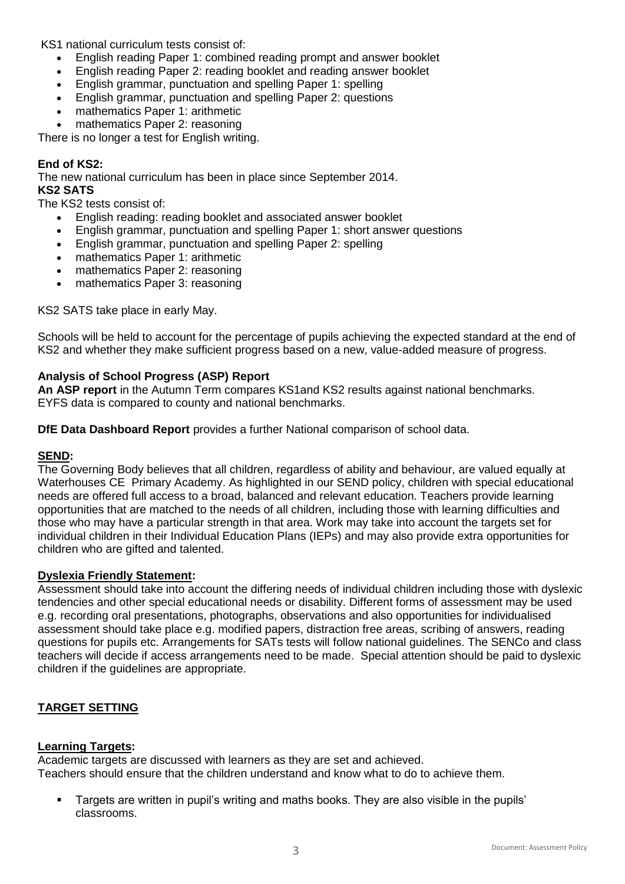KS1 national curriculum tests consist of:

- English reading Paper 1: combined reading prompt and answer booklet
- English reading Paper 2: reading booklet and reading answer booklet
- English grammar, punctuation and spelling Paper 1: spelling
- English grammar, punctuation and spelling Paper 2: questions
- mathematics Paper 1: arithmetic
- mathematics Paper 2: reasoning

There is no longer a test for English writing.

**End of KS2:**

The new national curriculum has been in place since September 2014.

**KS2 SATS**

The KS2 tests consist of:

- English reading: reading booklet and associated answer booklet
- English grammar, punctuation and spelling Paper 1: short answer questions
- English grammar, punctuation and spelling Paper 2: spelling
- mathematics Paper 1: arithmetic
- mathematics Paper 2: reasoning
- mathematics Paper 3: reasoning

KS2 SATS take place in early May.

Schools will be held to account for the percentage of pupils achieving the expected standard at the end of KS2 and whether they make sufficient progress based on a new, value-added measure of progress.

**Analysis of School Progress (ASP) Report**

**An ASP report** in the Autumn Term compares KS1and KS2 results against national benchmarks. EYFS data is compared to county and national benchmarks.

**DfE Data Dashboard Report** provides a further National comparison of school data.

**SEND:**

The Governing Body believes that all children, regardless of ability and behaviour, are valued equally at Waterhouses CE Primary Academy. As highlighted in our SEND policy, children with special educational needs are offered full access to a broad, balanced and relevant education. Teachers provide learning opportunities that are matched to the needs of all children, including those with learning difficulties and those who may have a particular strength in that area. Work may take into account the targets set for individual children in their Individual Education Plans (IEPs) and may also provide extra opportunities for children who are gifted and talented.

**Dyslexia Friendly Statement:**

Assessment should take into account the differing needs of individual children including those with dyslexic tendencies and other special educational needs or disability. Different forms of assessment may be used e.g. recording oral presentations, photographs, observations and also opportunities for individualised assessment should take place e.g. modified papers, distraction free areas, scribing of answers, reading questions for pupils etc. Arrangements for SATs tests will follow national guidelines. The SENCo and class teachers will decide if access arrangements need to be made. Special attention should be paid to dyslexic children if the guidelines are appropriate.

## TARGET SETTING

**Learning Targets:**

Academic targets are discussed with learners as they are set and achieved.
Teachers should ensure that the children understand and know what to do to achieve them.

- Targets are written in pupil's writing and maths books. They are also visible in the pupils' classrooms.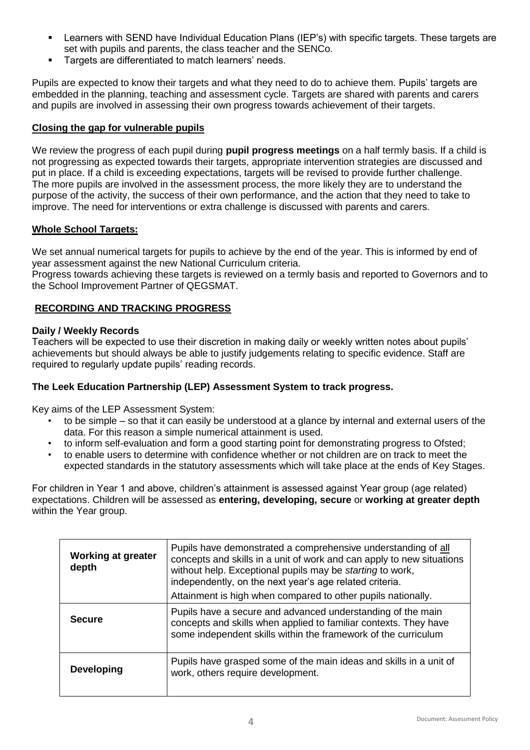- Learners with SEND have Individual Education Plans (IEP's) with specific targets. These targets are set with pupils and parents, the class teacher and the SENCo.
- Targets are differentiated to match learners' needs.

Pupils are expected to know their targets and what they need to do to achieve them. Pupils' targets are embedded in the planning, teaching and assessment cycle. Targets are shared with parents and carers and pupils are involved in assessing their own progress towards achievement of their targets.

**Closing the gap for vulnerable pupils**

We review the progress of each pupil during **pupil progress meetings** on a half termly basis. If a child is not progressing as expected towards their targets, appropriate intervention strategies are discussed and put in place. If a child is exceeding expectations, targets will be revised to provide further challenge. The more pupils are involved in the assessment process, the more likely they are to understand the purpose of the activity, the success of their own performance, and the action that they need to take to improve. The need for interventions or extra challenge is discussed with parents and carers.

**Whole School Targets:**

We set annual numerical targets for pupils to achieve by the end of the year. This is informed by end of year assessment against the new National Curriculum criteria.
Progress towards achieving these targets is reviewed on a termly basis and reported to Governors and to the School Improvement Partner of QEGSMAT.

## RECORDING AND TRACKING PROGRESS

**Daily / Weekly Records**

Teachers will be expected to use their discretion in making daily or weekly written notes about pupils' achievements but should always be able to justify judgements relating to specific evidence. Staff are required to regularly update pupils' reading records.

**The Leek Education Partnership (LEP) Assessment System to track progress.**

Key aims of the LEP Assessment System:

- to be simple – so that it can easily be understood at a glance by internal and external users of the data. For this reason a simple numerical attainment is used.
- to inform self-evaluation and form a good starting point for demonstrating progress to Ofsted;
- to enable users to determine with confidence whether or not children are on track to meet the expected standards in the statutory assessments which will take place at the ends of Key Stages.

For children in Year 1 and above, children's attainment is assessed against Year group (age related) expectations. Children will be assessed as **entering, developing, secure** or **working at greater depth** within the Year group.

| | |
|---|---|
| **Working at greater depth** | Pupils have demonstrated a comprehensive understanding of all concepts and skills in a unit of work and can apply to new situations without help. Exceptional pupils may be *starting* to work, independently, on the next year's age related criteria. Attainment is high when compared to other pupils nationally. |
| **Secure** | Pupils have a secure and advanced understanding of the main concepts and skills when applied to familiar contexts. They have some independent skills within the framework of the curriculum |
| **Developing** | Pupils have grasped some of the main ideas and skills in a unit of work, others require development. |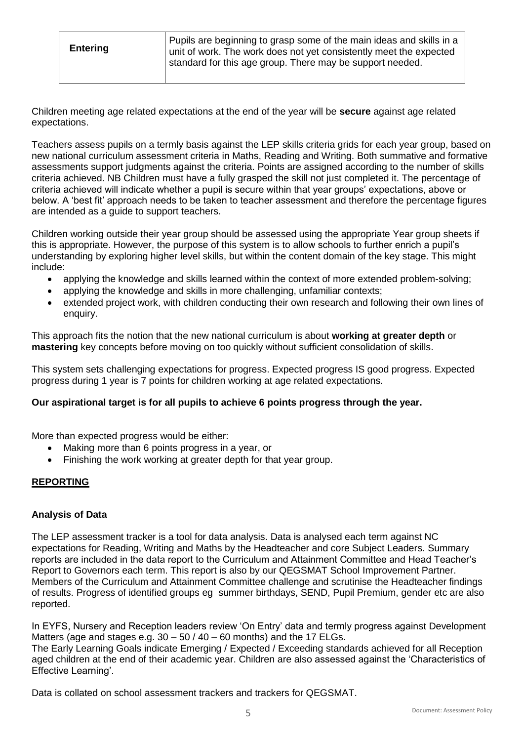| Entering | Pupils are beginning to grasp some of the main ideas and skills in a unit of work. The work does not yet consistently meet the expected standard for this age group. There may be support needed. |
|---|---|

Children meeting age related expectations at the end of the year will be **secure** against age related expectations.

Teachers assess pupils on a termly basis against the LEP skills criteria grids for each year group, based on new national curriculum assessment criteria in Maths, Reading and Writing. Both summative and formative assessments support judgments against the criteria. Points are assigned according to the number of skills criteria achieved. NB Children must have a fully grasped the skill not just completed it. The percentage of criteria achieved will indicate whether a pupil is secure within that year groups' expectations, above or below. A 'best fit' approach needs to be taken to teacher assessment and therefore the percentage figures are intended as a guide to support teachers.

Children working outside their year group should be assessed using the appropriate Year group sheets if this is appropriate. However, the purpose of this system is to allow schools to further enrich a pupil's understanding by exploring higher level skills, but within the content domain of the key stage. This might include:

- applying the knowledge and skills learned within the context of more extended problem-solving;
- applying the knowledge and skills in more challenging, unfamiliar contexts;
- extended project work, with children conducting their own research and following their own lines of enquiry.

This approach fits the notion that the new national curriculum is about **working at greater depth** or **mastering** key concepts before moving on too quickly without sufficient consolidation of skills.

This system sets challenging expectations for progress. Expected progress IS good progress. Expected progress during 1 year is 7 points for children working at age related expectations.

**Our aspirational target is for all pupils to achieve 6 points progress through the year.**

More than expected progress would be either:

- Making more than 6 points progress in a year, or
- Finishing the work working at greater depth for that year group.

## REPORTING

### Analysis of Data

The LEP assessment tracker is a tool for data analysis. Data is analysed each term against NC expectations for Reading, Writing and Maths by the Headteacher and core Subject Leaders. Summary reports are included in the data report to the Curriculum and Attainment Committee and Head Teacher's Report to Governors each term. This report is also by our QEGSMAT School Improvement Partner. Members of the Curriculum and Attainment Committee challenge and scrutinise the Headteacher findings of results. Progress of identified groups eg summer birthdays, SEND, Pupil Premium, gender etc are also reported.

In EYFS, Nursery and Reception leaders review 'On Entry' data and termly progress against Development Matters (age and stages e.g. 30 – 50 / 40 – 60 months) and the 17 ELGs.
The Early Learning Goals indicate Emerging / Expected / Exceeding standards achieved for all Reception aged children at the end of their academic year. Children are also assessed against the 'Characteristics of Effective Learning'.

Data is collated on school assessment trackers and trackers for QEGSMAT.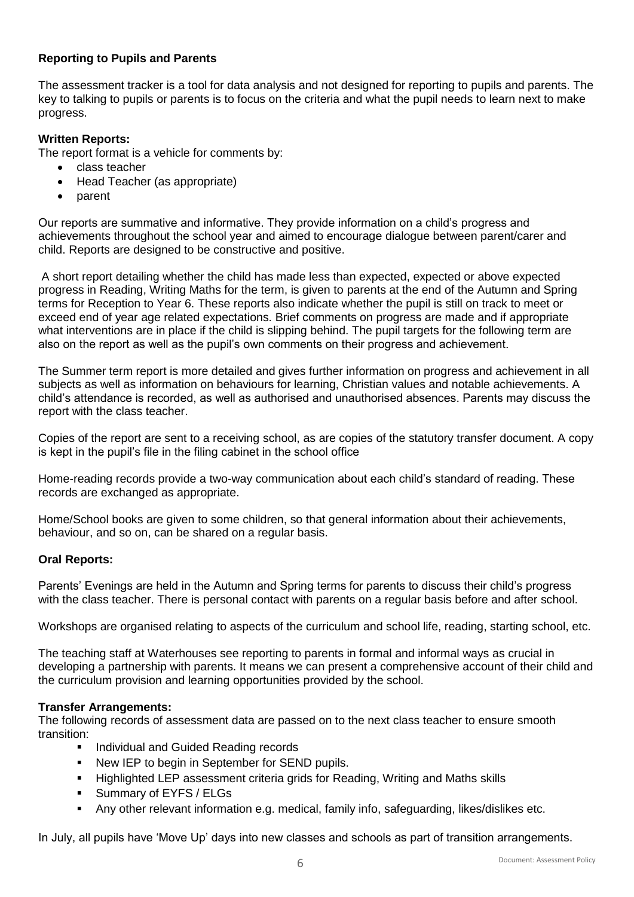**Reporting to Pupils and Parents**

The assessment tracker is a tool for data analysis and not designed for reporting to pupils and parents. The key to talking to pupils or parents is to focus on the criteria and what the pupil needs to learn next to make progress.

**Written Reports:**

The report format is a vehicle for comments by:

- class teacher
- Head Teacher (as appropriate)
- parent

Our reports are summative and informative. They provide information on a child's progress and achievements throughout the school year and aimed to encourage dialogue between parent/carer and child. Reports are designed to be constructive and positive.

A short report detailing whether the child has made less than expected, expected or above expected progress in Reading, Writing Maths for the term, is given to parents at the end of the Autumn and Spring terms for Reception to Year 6. These reports also indicate whether the pupil is still on track to meet or exceed end of year age related expectations. Brief comments on progress are made and if appropriate what interventions are in place if the child is slipping behind. The pupil targets for the following term are also on the report as well as the pupil's own comments on their progress and achievement.

The Summer term report is more detailed and gives further information on progress and achievement in all subjects as well as information on behaviours for learning, Christian values and notable achievements. A child's attendance is recorded, as well as authorised and unauthorised absences. Parents may discuss the report with the class teacher.

Copies of the report are sent to a receiving school, as are copies of the statutory transfer document. A copy is kept in the pupil's file in the filing cabinet in the school office

Home-reading records provide a two-way communication about each child's standard of reading. These records are exchanged as appropriate.

Home/School books are given to some children, so that general information about their achievements, behaviour, and so on, can be shared on a regular basis.

**Oral Reports:**

Parents' Evenings are held in the Autumn and Spring terms for parents to discuss their child's progress with the class teacher. There is personal contact with parents on a regular basis before and after school.

Workshops are organised relating to aspects of the curriculum and school life, reading, starting school, etc.

The teaching staff at Waterhouses see reporting to parents in formal and informal ways as crucial in developing a partnership with parents. It means we can present a comprehensive account of their child and the curriculum provision and learning opportunities provided by the school.

**Transfer Arrangements:**

The following records of assessment data are passed on to the next class teacher to ensure smooth transition:

- Individual and Guided Reading records
- New IEP to begin in September for SEND pupils.
- Highlighted LEP assessment criteria grids for Reading, Writing and Maths skills
- Summary of EYFS / ELGs
- Any other relevant information e.g. medical, family info, safeguarding, likes/dislikes etc.

In July, all pupils have 'Move Up' days into new classes and schools as part of transition arrangements.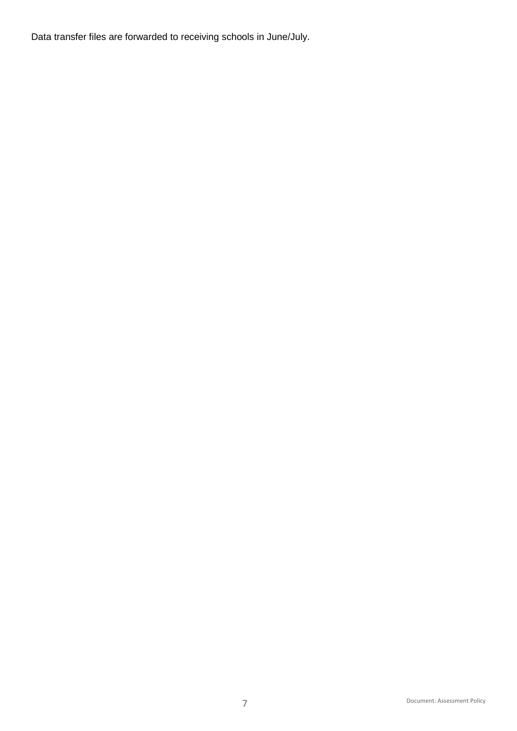Data transfer files are forwarded to receiving schools in June/July.